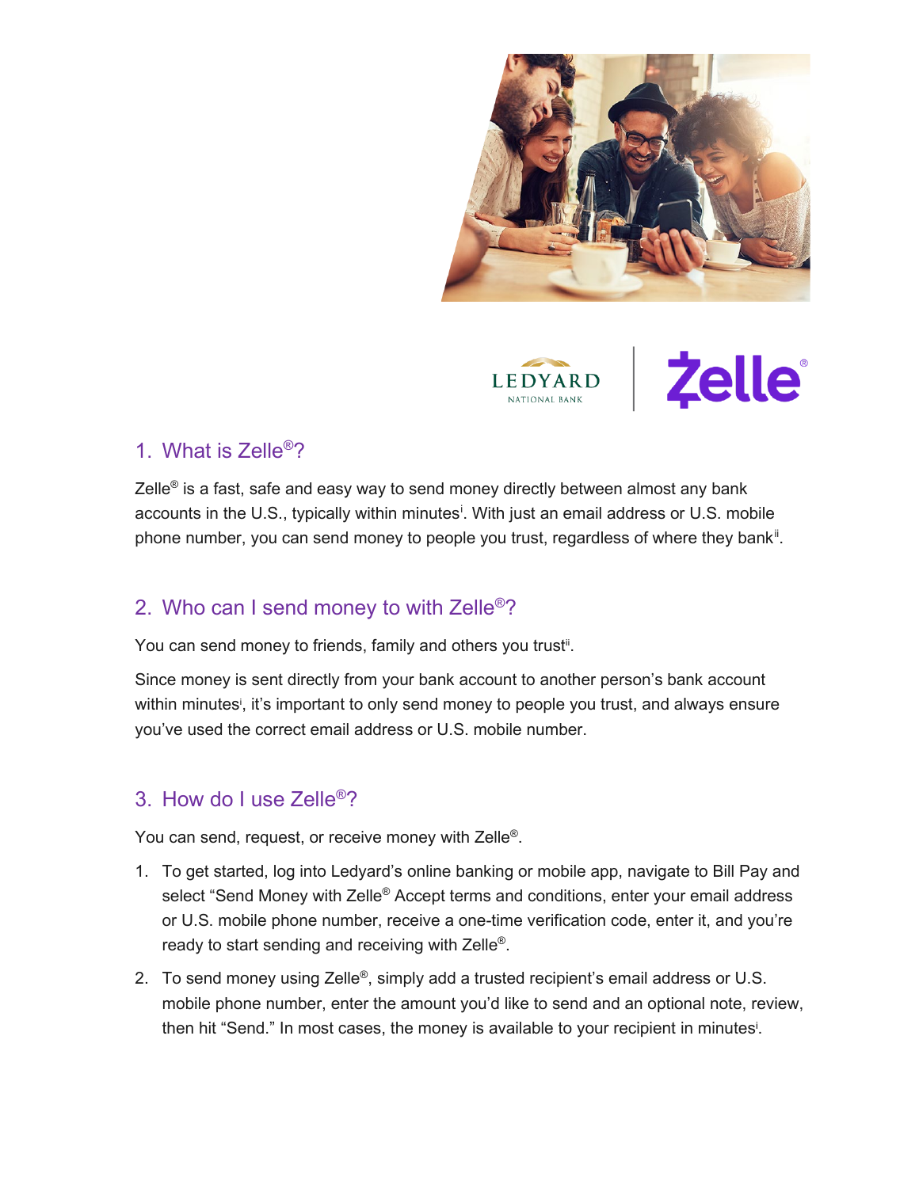## 1. What is Zelle®?

Zelle® is a fast, safe and easy way to send money directly between almost any bank accounts in the U.S., typically within minutes[i]. With just an email address or U.S. mobile phone number, you can send money to people you trust, regardless of where they bank[ii].

## 2. Who can I send money to with Zelle®?

You can send money to friends, family and others you trust[ii].

Since money is sent directly from your bank account to another person's bank account within minutes[i], it's important to only send money to people you trust, and always ensure you've used the correct email address or U.S. mobile number.

## 3. How do I use Zelle®?

You can send, request, or receive money with Zelle®.

1. To get started, log into Ledyard's online banking or mobile app, navigate to Bill Pay and select "Send Money with Zelle® Accept terms and conditions, enter your email address or U.S. mobile phone number, receive a one-time verification code, enter it, and you're ready to start sending and receiving with Zelle®.
2. To send money using Zelle®, simply add a trusted recipient's email address or U.S. mobile phone number, enter the amount you'd like to send and an optional note, review, then hit "Send." In most cases, the money is available to your recipient in minutes[i].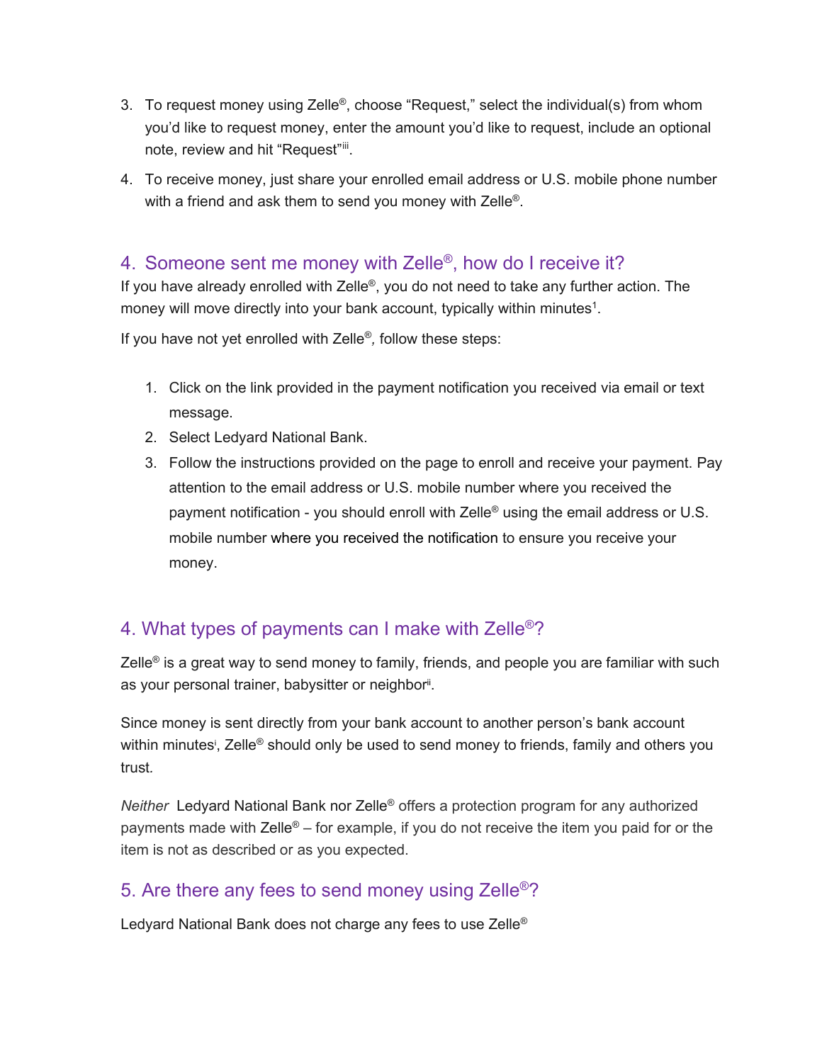3. To request money using Zelle®, choose “Request,” select the individual(s) from whom you’d like to request money, enter the amount you’d like to request, include an optional note, review and hit “Request”[iii].
4. To receive money, just share your enrolled email address or U.S. mobile phone number with a friend and ask them to send you money with Zelle®.

## 4. Someone sent me money with Zelle®, how do I receive it?

If you have already enrolled with Zelle®, you do not need to take any further action. The money will move directly into your bank account, typically within minutes[1].

If you have not yet enrolled with Zelle®, follow these steps:

1. Click on the link provided in the payment notification you received via email or text message.
2. Select Ledyard National Bank.
3. Follow the instructions provided on the page to enroll and receive your payment. Pay attention to the email address or U.S. mobile number where you received the payment notification - you should enroll with Zelle® using the email address or U.S. mobile number where you received the notification to ensure you receive your money.

## 4. What types of payments can I make with Zelle®?

Zelle® is a great way to send money to family, friends, and people you are familiar with such as your personal trainer, babysitter or neighbor[ii].

Since money is sent directly from your bank account to another person’s bank account within minutes[i], Zelle® should only be used to send money to friends, family and others you trust.

*Neither* Ledyard National Bank nor Zelle® offers a protection program for any authorized payments made with Zelle® – for example, if you do not receive the item you paid for or the item is not as described or as you expected.

## 5. Are there any fees to send money using Zelle®?

Ledyard National Bank does not charge any fees to use Zelle®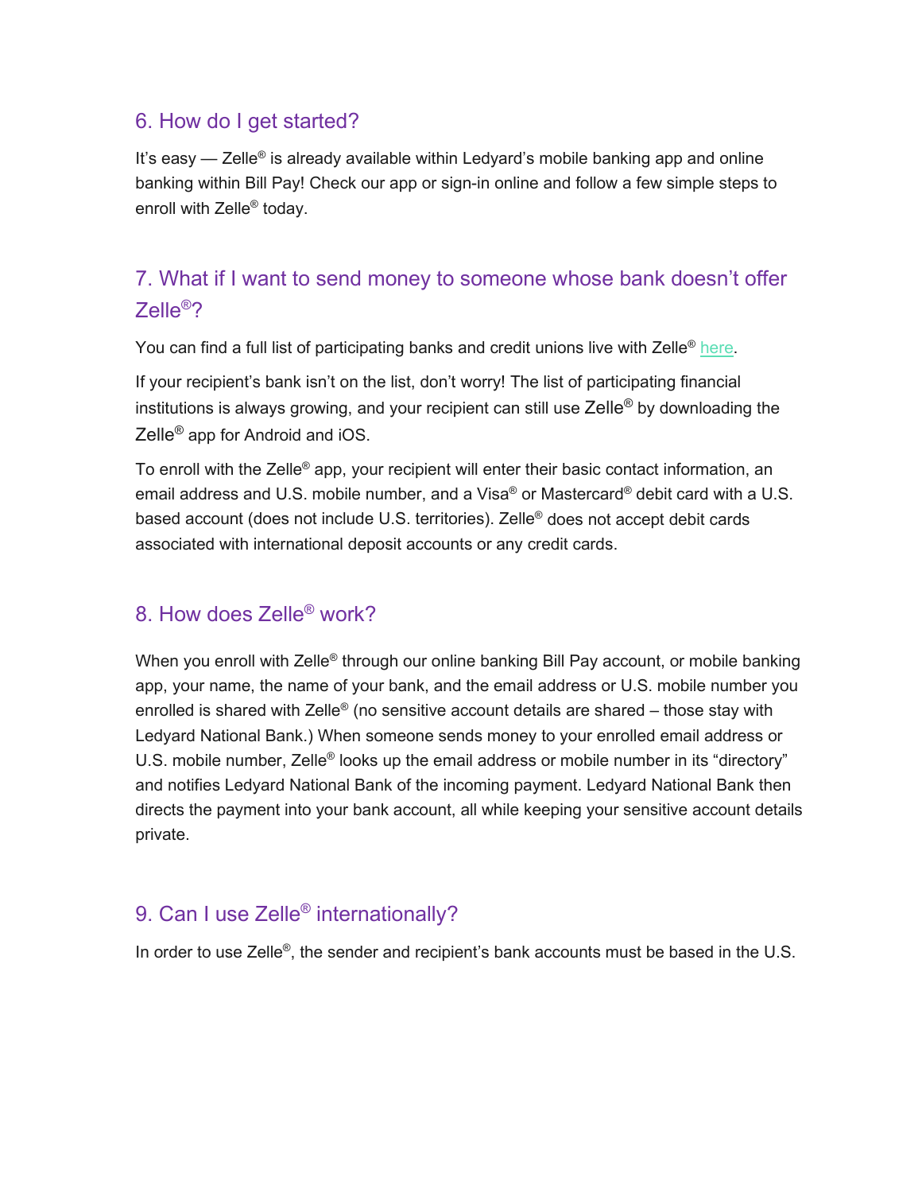## 6. How do I get started?

It's easy — Zelle® is already available within Ledyard's mobile banking app and online banking within Bill Pay! Check our app or sign-in online and follow a few simple steps to enroll with Zelle® today.

## 7. What if I want to send money to someone whose bank doesn't offer Zelle®?

You can find a full list of participating banks and credit unions live with Zelle® here.

If your recipient's bank isn't on the list, don't worry! The list of participating financial institutions is always growing, and your recipient can still use Zelle® by downloading the Zelle® app for Android and iOS.

To enroll with the Zelle® app, your recipient will enter their basic contact information, an email address and U.S. mobile number, and a Visa® or Mastercard® debit card with a U.S. based account (does not include U.S. territories). Zelle® does not accept debit cards associated with international deposit accounts or any credit cards.

## 8. How does Zelle® work?

When you enroll with Zelle® through our online banking Bill Pay account, or mobile banking app, your name, the name of your bank, and the email address or U.S. mobile number you enrolled is shared with Zelle® (no sensitive account details are shared – those stay with Ledyard National Bank.) When someone sends money to your enrolled email address or U.S. mobile number, Zelle® looks up the email address or mobile number in its "directory" and notifies Ledyard National Bank of the incoming payment. Ledyard National Bank then directs the payment into your bank account, all while keeping your sensitive account details private.

## 9. Can I use Zelle® internationally?

In order to use Zelle®, the sender and recipient's bank accounts must be based in the U.S.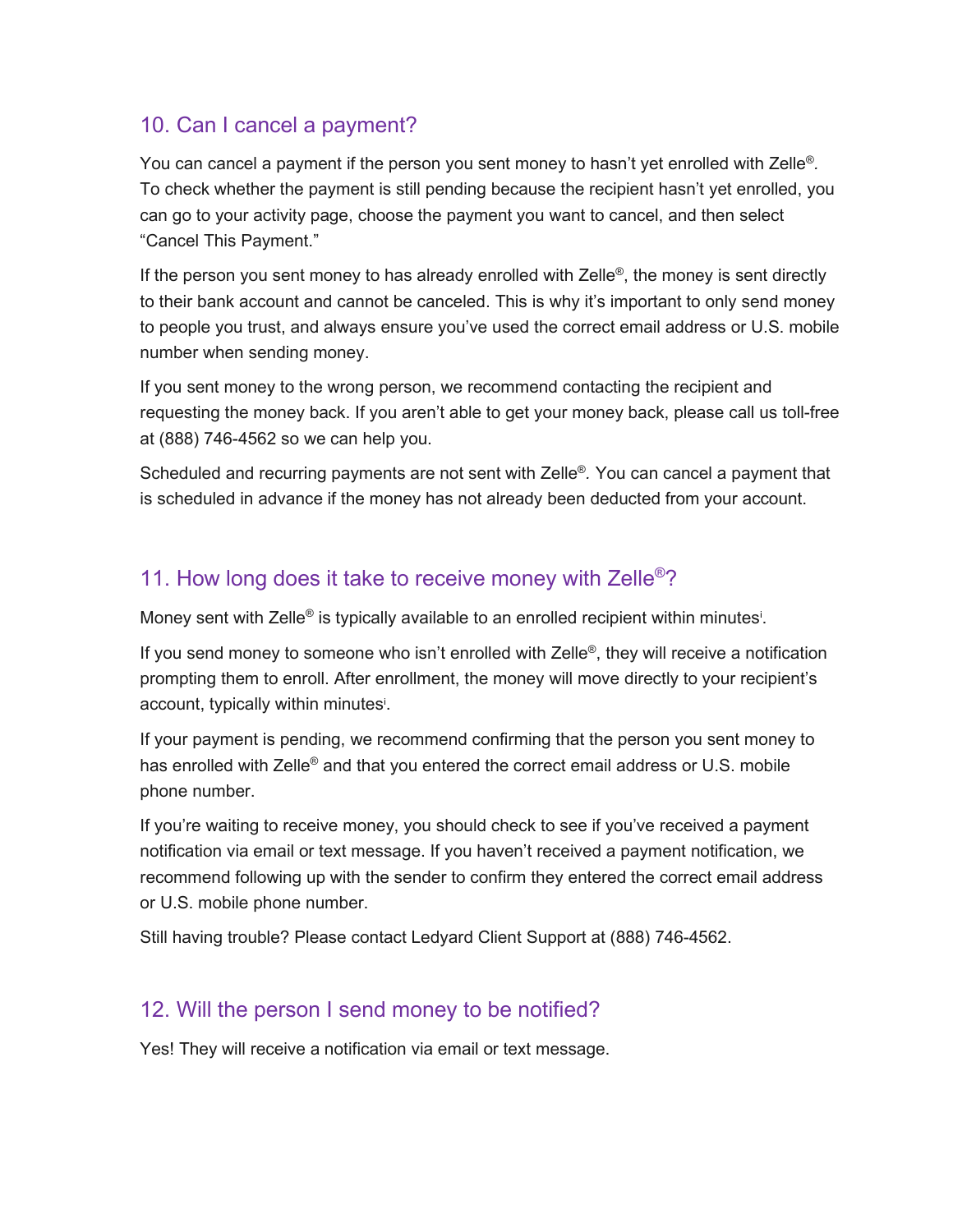## 10. Can I cancel a payment?

You can cancel a payment if the person you sent money to hasn't yet enrolled with Zelle®. To check whether the payment is still pending because the recipient hasn't yet enrolled, you can go to your activity page, choose the payment you want to cancel, and then select "Cancel This Payment."

If the person you sent money to has already enrolled with Zelle®, the money is sent directly to their bank account and cannot be canceled. This is why it's important to only send money to people you trust, and always ensure you've used the correct email address or U.S. mobile number when sending money.

If you sent money to the wrong person, we recommend contacting the recipient and requesting the money back. If you aren't able to get your money back, please call us toll-free at (888) 746-4562 so we can help you.

Scheduled and recurring payments are not sent with Zelle®. You can cancel a payment that is scheduled in advance if the money has not already been deducted from your account.

## 11. How long does it take to receive money with Zelle®?

Money sent with Zelle® is typically available to an enrolled recipient within minutes[i].

If you send money to someone who isn't enrolled with Zelle®, they will receive a notification prompting them to enroll. After enrollment, the money will move directly to your recipient's account, typically within minutes[i].

If your payment is pending, we recommend confirming that the person you sent money to has enrolled with Zelle® and that you entered the correct email address or U.S. mobile phone number.

If you're waiting to receive money, you should check to see if you've received a payment notification via email or text message. If you haven't received a payment notification, we recommend following up with the sender to confirm they entered the correct email address or U.S. mobile phone number.

Still having trouble? Please contact Ledyard Client Support at (888) 746-4562.

## 12. Will the person I send money to be notified?

Yes! They will receive a notification via email or text message.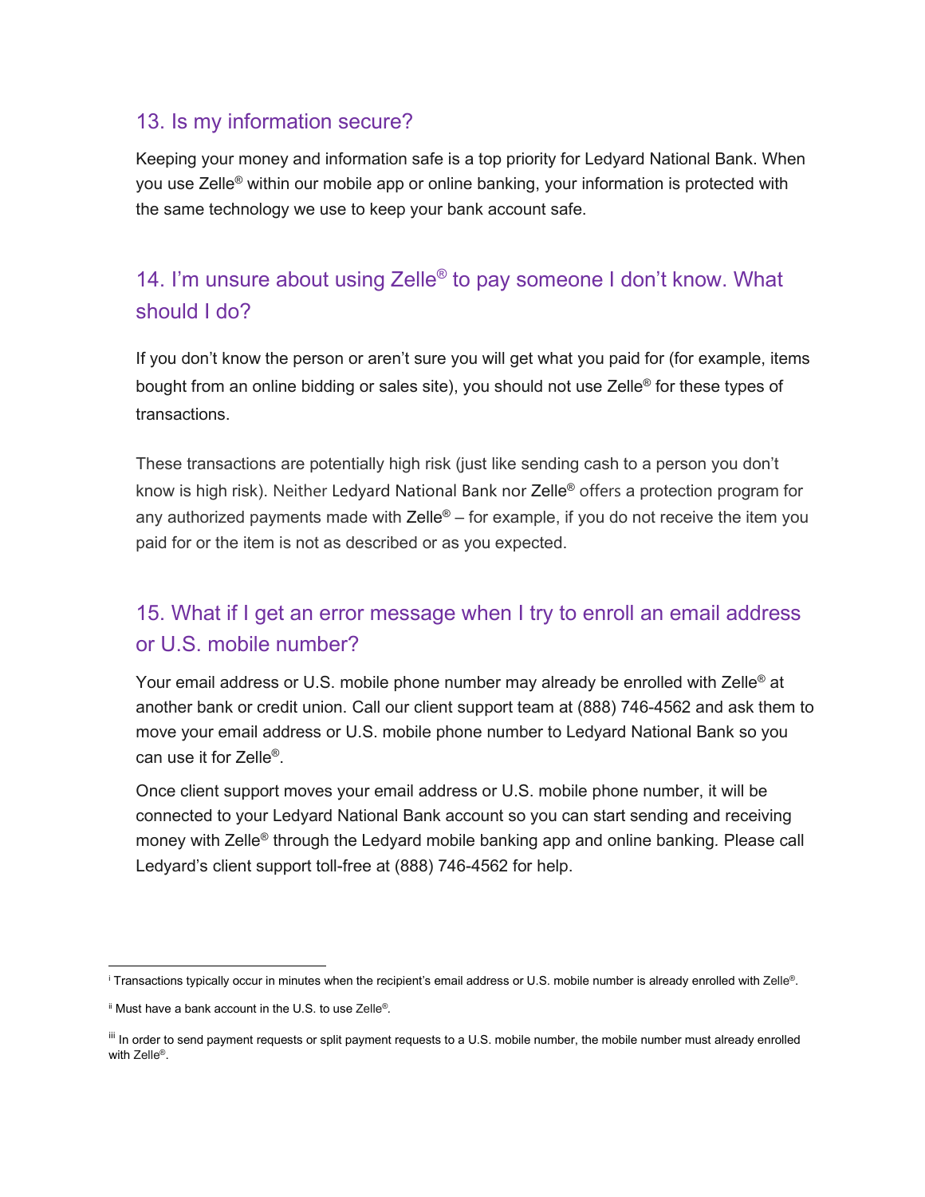## 13. Is my information secure?

Keeping your money and information safe is a top priority for Ledyard National Bank. When you use Zelle® within our mobile app or online banking, your information is protected with the same technology we use to keep your bank account safe.

## 14. I'm unsure about using Zelle® to pay someone I don't know. What should I do?

If you don't know the person or aren't sure you will get what you paid for (for example, items bought from an online bidding or sales site), you should not use Zelle® for these types of transactions.

These transactions are potentially high risk (just like sending cash to a person you don't know is high risk). Neither Ledyard National Bank nor Zelle® offers a protection program for any authorized payments made with Zelle® – for example, if you do not receive the item you paid for or the item is not as described or as you expected.

## 15. What if I get an error message when I try to enroll an email address or U.S. mobile number?

Your email address or U.S. mobile phone number may already be enrolled with Zelle® at another bank or credit union. Call our client support team at (888) 746-4562 and ask them to move your email address or U.S. mobile phone number to Ledyard National Bank so you can use it for Zelle®.

Once client support moves your email address or U.S. mobile phone number, it will be connected to your Ledyard National Bank account so you can start sending and receiving money with Zelle® through the Ledyard mobile banking app and online banking. Please call Ledyard's client support toll-free at (888) 746-4562 for help.

---

[i] Transactions typically occur in minutes when the recipient's email address or U.S. mobile number is already enrolled with Zelle®.

[ii] Must have a bank account in the U.S. to use Zelle®.

[iii] In order to send payment requests or split payment requests to a U.S. mobile number, the mobile number must already enrolled with Zelle®.